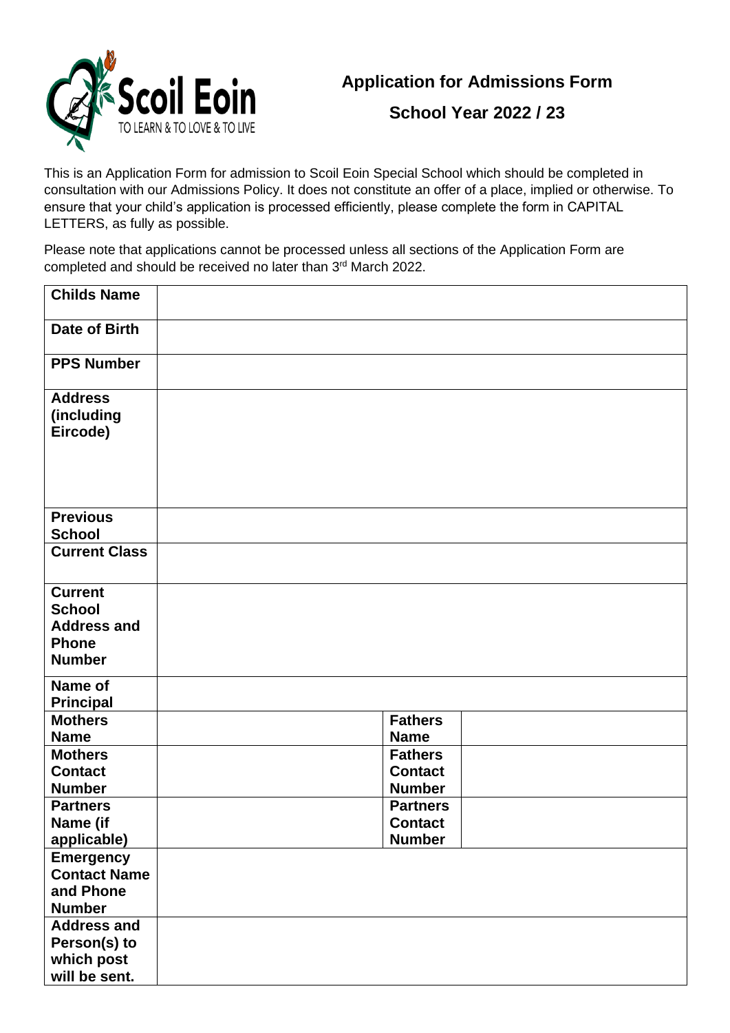Scoil Eoin

TO LEARN & TO LOVE & TO LIVE

# Application for Admissions Form

## School Year 2022 / 23

This is an Application Form for admission to Scoil Eoin Special School which should be completed in consultation with our Admissions Policy. It does not constitute an offer of a place, implied or otherwise. To ensure that your child's application is processed efficiently, please complete the form in CAPITAL LETTERS, as fully as possible.

Please note that applications cannot be processed unless all sections of the Application Form are completed and should be received no later than 3rd March 2022.

| | | | |
|---|---|---|---|
| **Childs Name** | | | |
| **Date of Birth** | | | |
| **PPS Number** | | | |
| **Address (including Eircode)** | | | |
| **Previous School** | | | |
| **Current Class** | | | |
| **Current School Address and Phone Number** | | | |
| **Name of Principal** | | | |
| **Mothers Name** | | **Fathers Name** | |
| **Mothers Contact Number** | | **Fathers Contact Number** | |
| **Partners Name (if applicable)** | | **Partners Contact Number** | |
| **Emergency Contact Name and Phone Number** | | | |
| **Address and Person(s) to which post will be sent.** | | | |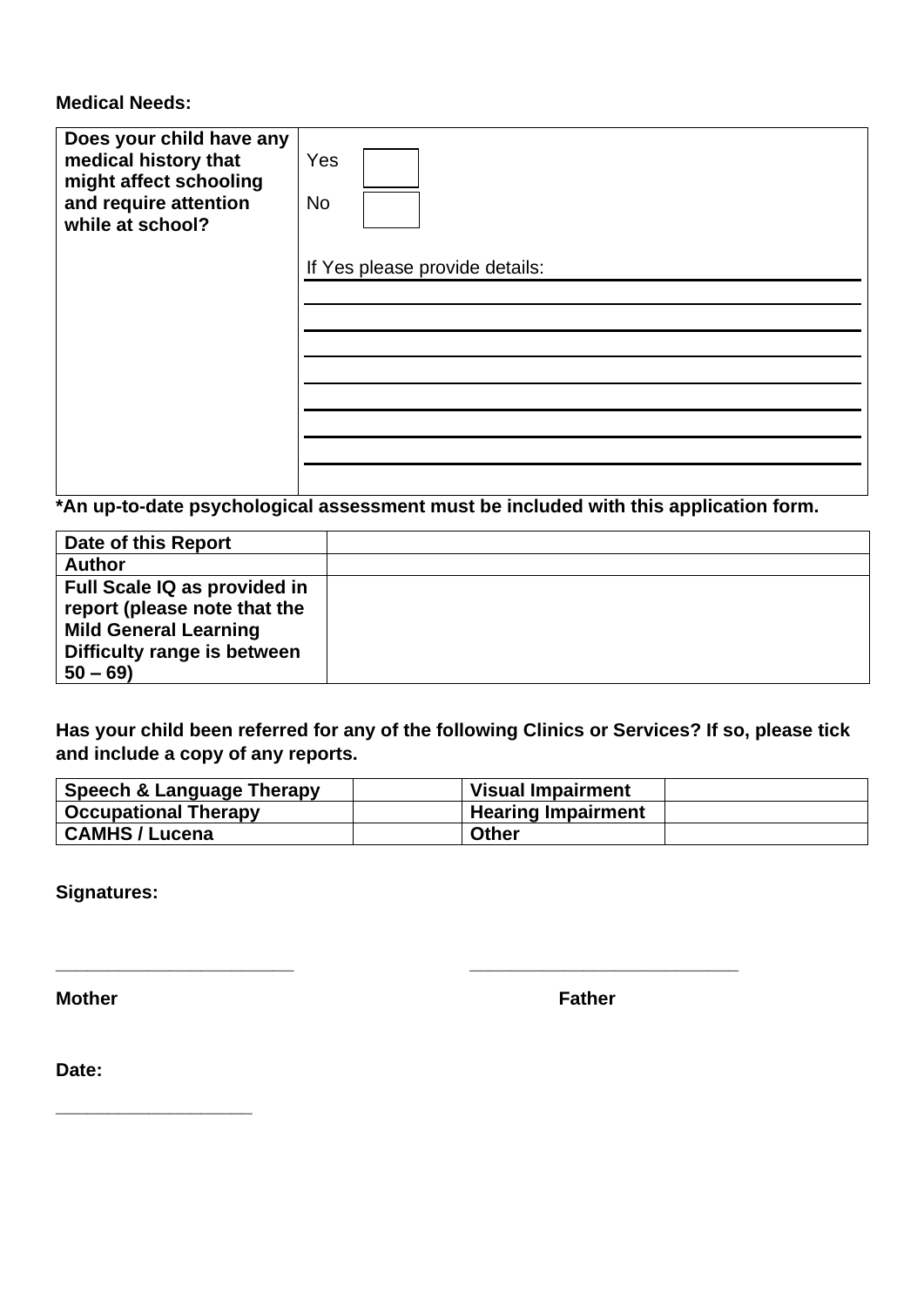**Medical Needs:**

| | |
|---|---|
| **Does your child have any medical history that might affect schooling and require attention while at school?** | Yes ☐<br>No ☐<br><br>If Yes please provide details:<br>\_\_\_\_\_\_\_\_\_\_\_\_\_\_\_\_\_\_\_\_\_\_\_\_\_\_\_\_\_\_\_\_\_\_\_\_\_\_\_\_\_\_\_\_\_\_\_\_\_\_\_\_\_\_\_\_\_\_\_\_\_\_\_\_\_<br>\_\_\_\_\_\_\_\_\_\_\_\_\_\_\_\_\_\_\_\_\_\_\_\_\_\_\_\_\_\_\_\_\_\_\_\_\_\_\_\_\_\_\_\_\_\_\_\_\_\_\_\_\_\_\_\_\_\_\_\_\_\_\_\_\_<br>\_\_\_\_\_\_\_\_\_\_\_\_\_\_\_\_\_\_\_\_\_\_\_\_\_\_\_\_\_\_\_\_\_\_\_\_\_\_\_\_\_\_\_\_\_\_\_\_\_\_\_\_\_\_\_\_\_\_\_\_\_\_\_\_\_<br>\_\_\_\_\_\_\_\_\_\_\_\_\_\_\_\_\_\_\_\_\_\_\_\_\_\_\_\_\_\_\_\_\_\_\_\_\_\_\_\_\_\_\_\_\_\_\_\_\_\_\_\_\_\_\_\_\_\_\_\_\_\_\_\_\_<br>\_\_\_\_\_\_\_\_\_\_\_\_\_\_\_\_\_\_\_\_\_\_\_\_\_\_\_\_\_\_\_\_\_\_\_\_\_\_\_\_\_\_\_\_\_\_\_\_\_\_\_\_\_\_\_\_\_\_\_\_\_\_\_\_\_<br>\_\_\_\_\_\_\_\_\_\_\_\_\_\_\_\_\_\_\_\_\_\_\_\_\_\_\_\_\_\_\_\_\_\_\_\_\_\_\_\_\_\_\_\_\_\_\_\_\_\_\_\_\_\_\_\_\_\_\_\_\_\_\_\_\_<br>\_\_\_\_\_\_\_\_\_\_\_\_\_\_\_\_\_\_\_\_\_\_\_\_\_\_\_\_\_\_\_\_\_\_\_\_\_\_\_\_\_\_\_\_\_\_\_\_\_\_\_\_\_\_\_\_\_\_\_\_\_\_\_\_\_<br>\_\_\_\_\_\_\_\_\_\_\_\_\_\_\_\_\_\_\_\_\_\_\_\_\_\_\_\_\_\_\_\_\_\_\_\_\_\_\_\_\_\_\_\_\_\_\_\_\_\_\_\_\_\_\_\_\_\_\_\_\_\_\_\_\_ |

**\*An up-to-date psychological assessment must be included with this application form.**

| | |
|---|---|
| **Date of this Report** | |
| **Author** | |
| **Full Scale IQ as provided in report (please note that the Mild General Learning Difficulty range is between 50 – 69)** | |

**Has your child been referred for any of the following Clinics or Services? If so, please tick and include a copy of any reports.**

| | | | |
|---|---|---|---|
| **Speech & Language Therapy** | | **Visual Impairment** | |
| **Occupational Therapy** | | **Hearing Impairment** | |
| **CAMHS / Lucena** | | **Other** | |

**Signatures:**

\_\_\_\_\_\_\_\_\_\_\_\_\_\_\_\_\_\_\_\_\_\_\_\_ \_\_\_\_\_\_\_\_\_\_\_\_\_\_\_\_\_\_\_\_\_\_\_\_\_\_\_

**Mother** **Father**

**Date:**

\_\_\_\_\_\_\_\_\_\_\_\_\_\_\_\_\_\_\_\_